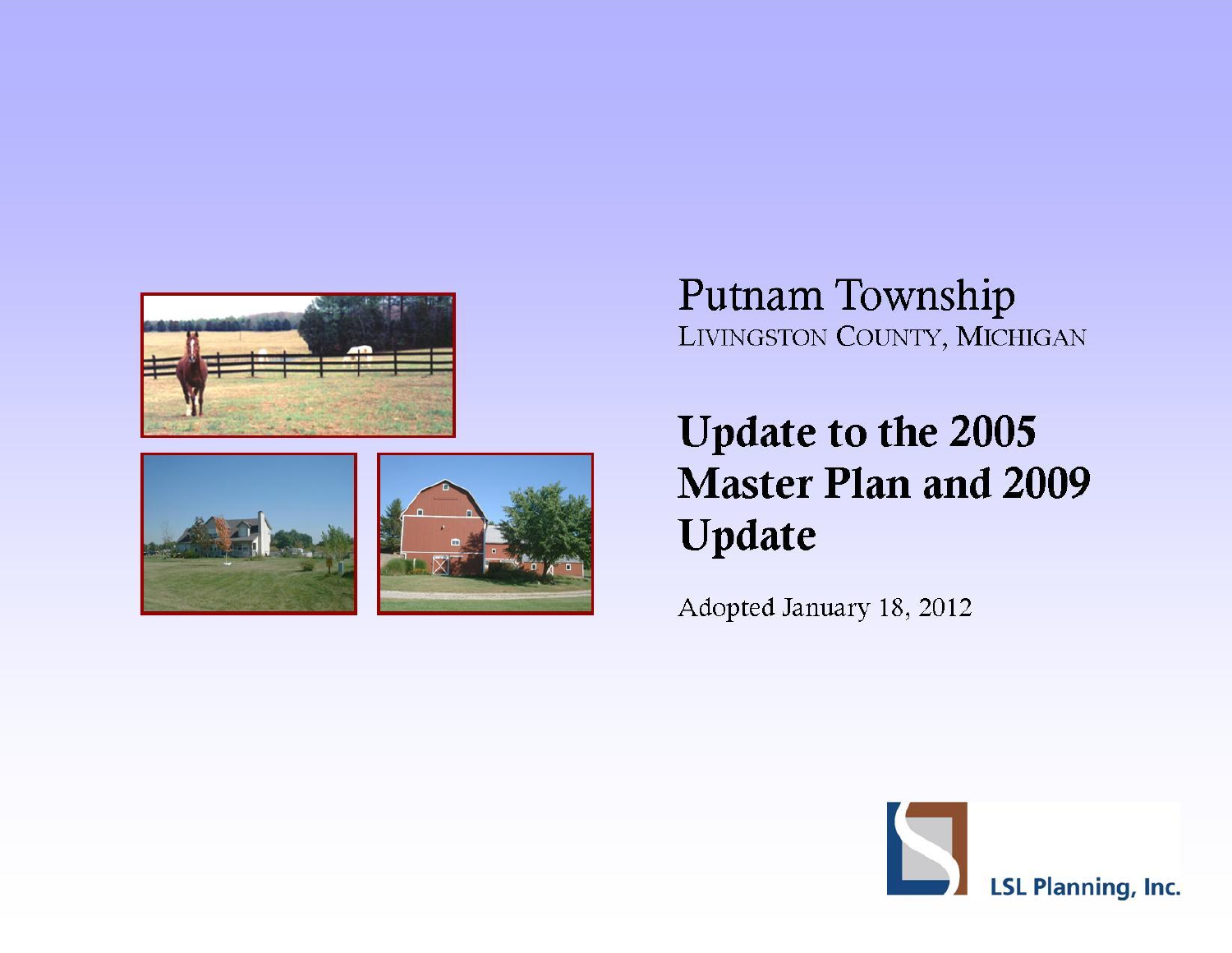# Putnam Township

LIVINGSTON COUNTY, MICHIGAN

## Update to the 2005 Master Plan and 2009 Update

Adopted January 18, 2012

LSL Planning, Inc.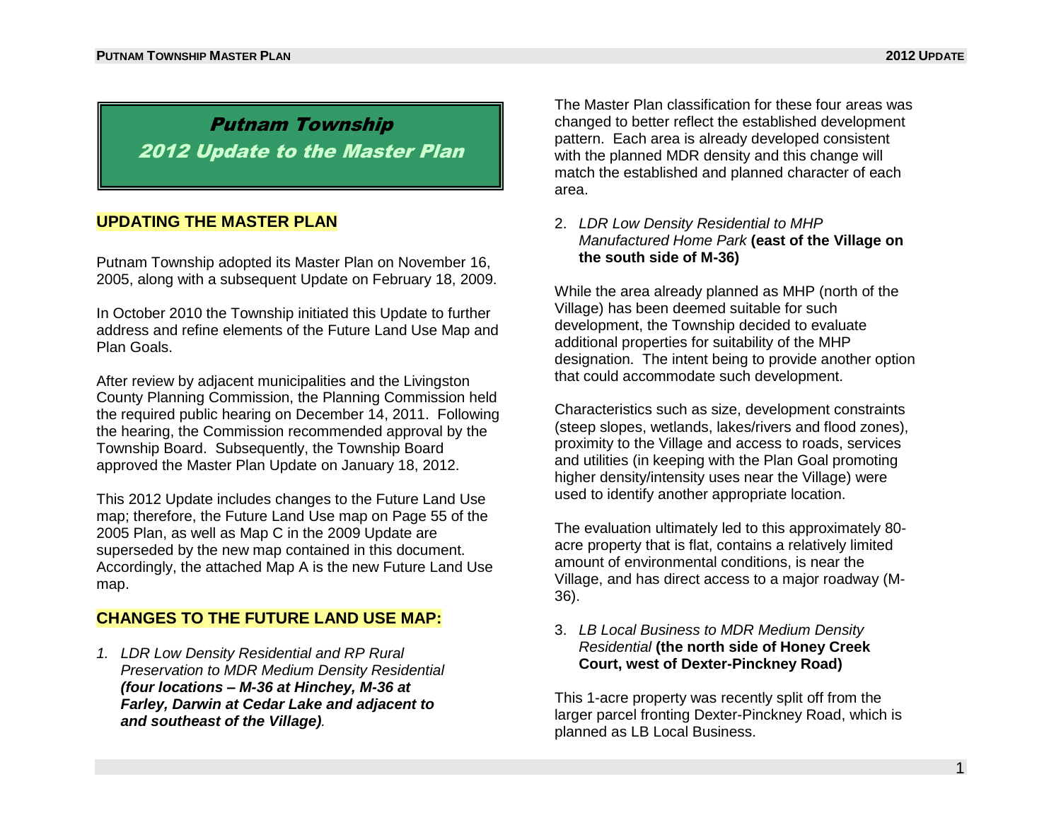# Putnam Township
## 2012 Update to the Master Plan

## UPDATING THE MASTER PLAN

Putnam Township adopted its Master Plan on November 16, 2005, along with a subsequent Update on February 18, 2009.

In October 2010 the Township initiated this Update to further address and refine elements of the Future Land Use Map and Plan Goals.

After review by adjacent municipalities and the Livingston County Planning Commission, the Planning Commission held the required public hearing on December 14, 2011. Following the hearing, the Commission recommended approval by the Township Board. Subsequently, the Township Board approved the Master Plan Update on January 18, 2012.

This 2012 Update includes changes to the Future Land Use map; therefore, the Future Land Use map on Page 55 of the 2005 Plan, as well as Map C in the 2009 Update are superseded by the new map contained in this document. Accordingly, the attached Map A is the new Future Land Use map.

## CHANGES TO THE FUTURE LAND USE MAP:

1. *LDR Low Density Residential and RP Rural Preservation to MDR Medium Density Residential* ***(four locations – M-36 at Hinchey, M-36 at Farley, Darwin at Cedar Lake and adjacent to and southeast of the Village)****.*

The Master Plan classification for these four areas was changed to better reflect the established development pattern. Each area is already developed consistent with the planned MDR density and this change will match the established and planned character of each area.

2. *LDR Low Density Residential to MHP Manufactured Home Park* **(east of the Village on the south side of M-36)**

While the area already planned as MHP (north of the Village) has been deemed suitable for such development, the Township decided to evaluate additional properties for suitability of the MHP designation. The intent being to provide another option that could accommodate such development.

Characteristics such as size, development constraints (steep slopes, wetlands, lakes/rivers and flood zones), proximity to the Village and access to roads, services and utilities (in keeping with the Plan Goal promoting higher density/intensity uses near the Village) were used to identify another appropriate location.

The evaluation ultimately led to this approximately 80-acre property that is flat, contains a relatively limited amount of environmental conditions, is near the Village, and has direct access to a major roadway (M-36).

3. *LB Local Business to MDR Medium Density Residential* **(the north side of Honey Creek Court, west of Dexter-Pinckney Road)**

This 1-acre property was recently split off from the larger parcel fronting Dexter-Pinckney Road, which is planned as LB Local Business.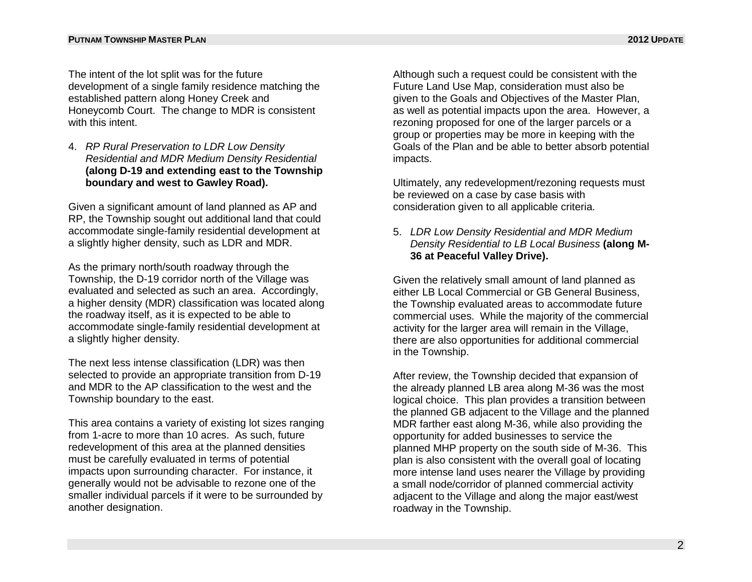The intent of the lot split was for the future development of a single family residence matching the established pattern along Honey Creek and Honeycomb Court. The change to MDR is consistent with this intent.

4. *RP Rural Preservation to LDR Low Density Residential and MDR Medium Density Residential* **(along D-19 and extending east to the Township boundary and west to Gawley Road).**

Given a significant amount of land planned as AP and RP, the Township sought out additional land that could accommodate single-family residential development at a slightly higher density, such as LDR and MDR.

As the primary north/south roadway through the Township, the D-19 corridor north of the Village was evaluated and selected as such an area. Accordingly, a higher density (MDR) classification was located along the roadway itself, as it is expected to be able to accommodate single-family residential development at a slightly higher density.

The next less intense classification (LDR) was then selected to provide an appropriate transition from D-19 and MDR to the AP classification to the west and the Township boundary to the east.

This area contains a variety of existing lot sizes ranging from 1-acre to more than 10 acres. As such, future redevelopment of this area at the planned densities must be carefully evaluated in terms of potential impacts upon surrounding character. For instance, it generally would not be advisable to rezone one of the smaller individual parcels if it were to be surrounded by another designation.

Although such a request could be consistent with the Future Land Use Map, consideration must also be given to the Goals and Objectives of the Master Plan, as well as potential impacts upon the area. However, a rezoning proposed for one of the larger parcels or a group or properties may be more in keeping with the Goals of the Plan and be able to better absorb potential impacts.

Ultimately, any redevelopment/rezoning requests must be reviewed on a case by case basis with consideration given to all applicable criteria.

5. *LDR Low Density Residential and MDR Medium Density Residential to LB Local Business* **(along M-36 at Peaceful Valley Drive).**

Given the relatively small amount of land planned as either LB Local Commercial or GB General Business, the Township evaluated areas to accommodate future commercial uses. While the majority of the commercial activity for the larger area will remain in the Village, there are also opportunities for additional commercial in the Township.

After review, the Township decided that expansion of the already planned LB area along M-36 was the most logical choice. This plan provides a transition between the planned GB adjacent to the Village and the planned MDR farther east along M-36, while also providing the opportunity for added businesses to service the planned MHP property on the south side of M-36. This plan is also consistent with the overall goal of locating more intense land uses nearer the Village by providing a small node/corridor of planned commercial activity adjacent to the Village and along the major east/west roadway in the Township.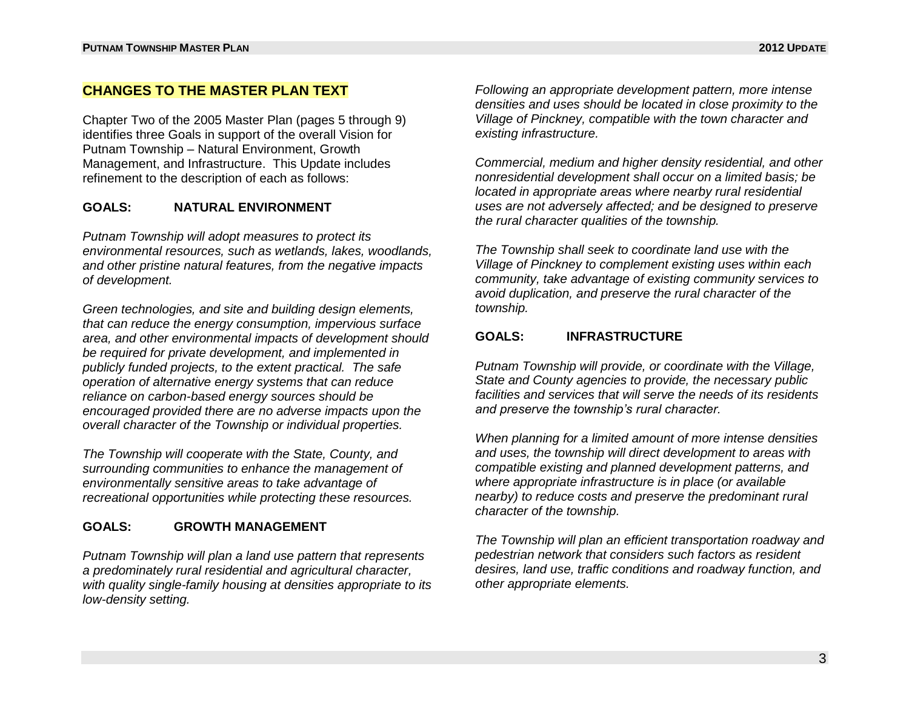## CHANGES TO THE MASTER PLAN TEXT

Chapter Two of the 2005 Master Plan (pages 5 through 9) identifies three Goals in support of the overall Vision for Putnam Township – Natural Environment, Growth Management, and Infrastructure. This Update includes refinement to the description of each as follows:

### GOALS: NATURAL ENVIRONMENT

*Putnam Township will adopt measures to protect its environmental resources, such as wetlands, lakes, woodlands, and other pristine natural features, from the negative impacts of development.*

*Green technologies, and site and building design elements, that can reduce the energy consumption, impervious surface area, and other environmental impacts of development should be required for private development, and implemented in publicly funded projects, to the extent practical. The safe operation of alternative energy systems that can reduce reliance on carbon-based energy sources should be encouraged provided there are no adverse impacts upon the overall character of the Township or individual properties.*

*The Township will cooperate with the State, County, and surrounding communities to enhance the management of environmentally sensitive areas to take advantage of recreational opportunities while protecting these resources.*

### GOALS: GROWTH MANAGEMENT

*Putnam Township will plan a land use pattern that represents a predominately rural residential and agricultural character, with quality single-family housing at densities appropriate to its low-density setting.*

*Following an appropriate development pattern, more intense densities and uses should be located in close proximity to the Village of Pinckney, compatible with the town character and existing infrastructure.*

*Commercial, medium and higher density residential, and other nonresidential development shall occur on a limited basis; be located in appropriate areas where nearby rural residential uses are not adversely affected; and be designed to preserve the rural character qualities of the township.*

*The Township shall seek to coordinate land use with the Village of Pinckney to complement existing uses within each community, take advantage of existing community services to avoid duplication, and preserve the rural character of the township.*

### GOALS: INFRASTRUCTURE

*Putnam Township will provide, or coordinate with the Village, State and County agencies to provide, the necessary public facilities and services that will serve the needs of its residents and preserve the township's rural character.*

*When planning for a limited amount of more intense densities and uses, the township will direct development to areas with compatible existing and planned development patterns, and where appropriate infrastructure is in place (or available nearby) to reduce costs and preserve the predominant rural character of the township.*

*The Township will plan an efficient transportation roadway and pedestrian network that considers such factors as resident desires, land use, traffic conditions and roadway function, and other appropriate elements.*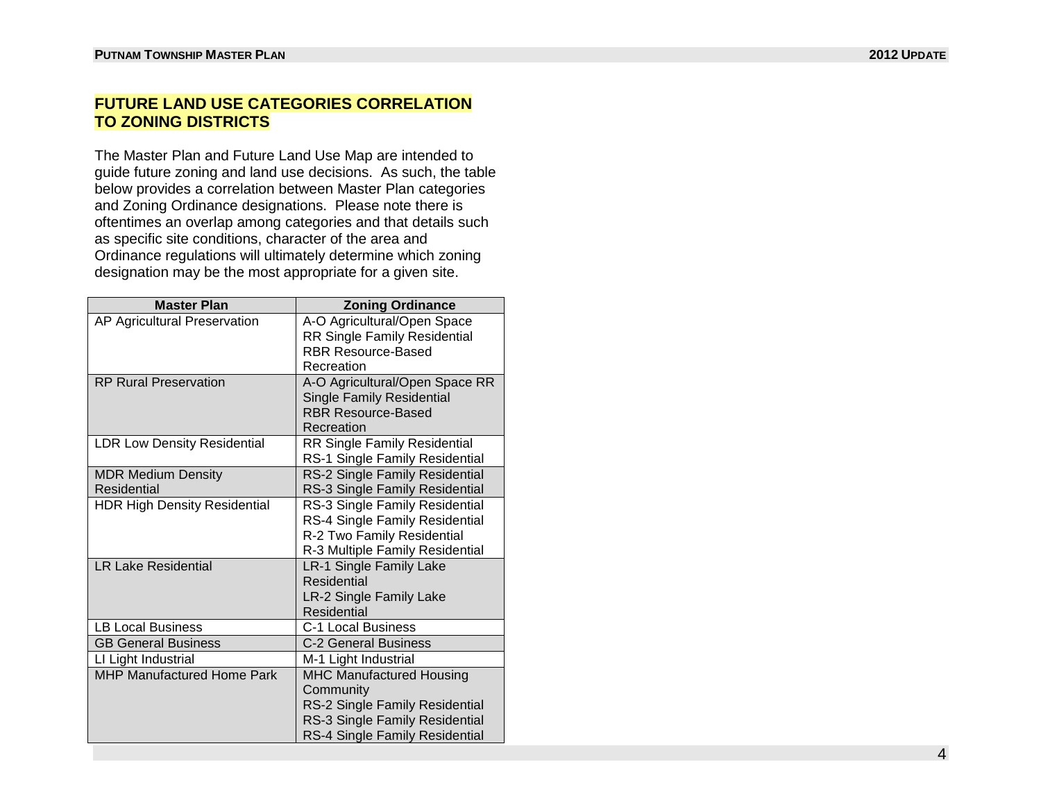## FUTURE LAND USE CATEGORIES CORRELATION TO ZONING DISTRICTS

The Master Plan and Future Land Use Map are intended to guide future zoning and land use decisions. As such, the table below provides a correlation between Master Plan categories and Zoning Ordinance designations. Please note there is oftentimes an overlap among categories and that details such as specific site conditions, character of the area and Ordinance regulations will ultimately determine which zoning designation may be the most appropriate for a given site.

| Master Plan | Zoning Ordinance |
|---|---|
| AP Agricultural Preservation | A-O Agricultural/Open Space<br>RR Single Family Residential<br>RBR Resource-Based Recreation |
| RP Rural Preservation | A-O Agricultural/Open Space RR Single Family Residential<br>RBR Resource-Based Recreation |
| LDR Low Density Residential | RR Single Family Residential<br>RS-1 Single Family Residential |
| MDR Medium Density Residential | RS-2 Single Family Residential<br>RS-3 Single Family Residential |
| HDR High Density Residential | RS-3 Single Family Residential<br>RS-4 Single Family Residential<br>R-2 Two Family Residential<br>R-3 Multiple Family Residential |
| LR Lake Residential | LR-1 Single Family Lake Residential<br>LR-2 Single Family Lake Residential |
| LB Local Business | C-1 Local Business |
| GB General Business | C-2 General Business |
| LI Light Industrial | M-1 Light Industrial |
| MHP Manufactured Home Park | MHC Manufactured Housing Community<br>RS-2 Single Family Residential<br>RS-3 Single Family Residential<br>RS-4 Single Family Residential |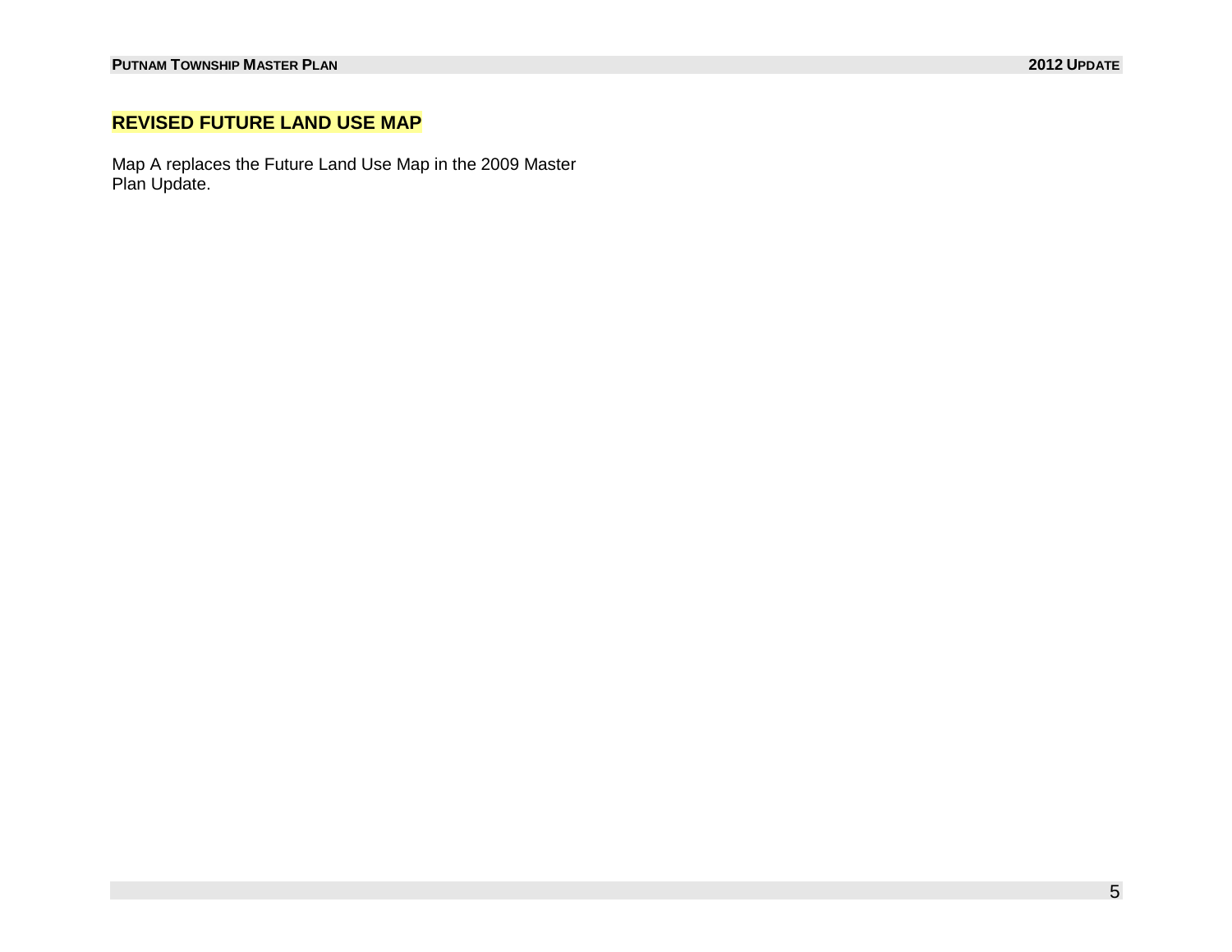## REVISED FUTURE LAND USE MAP

Map A replaces the Future Land Use Map in the 2009 Master Plan Update.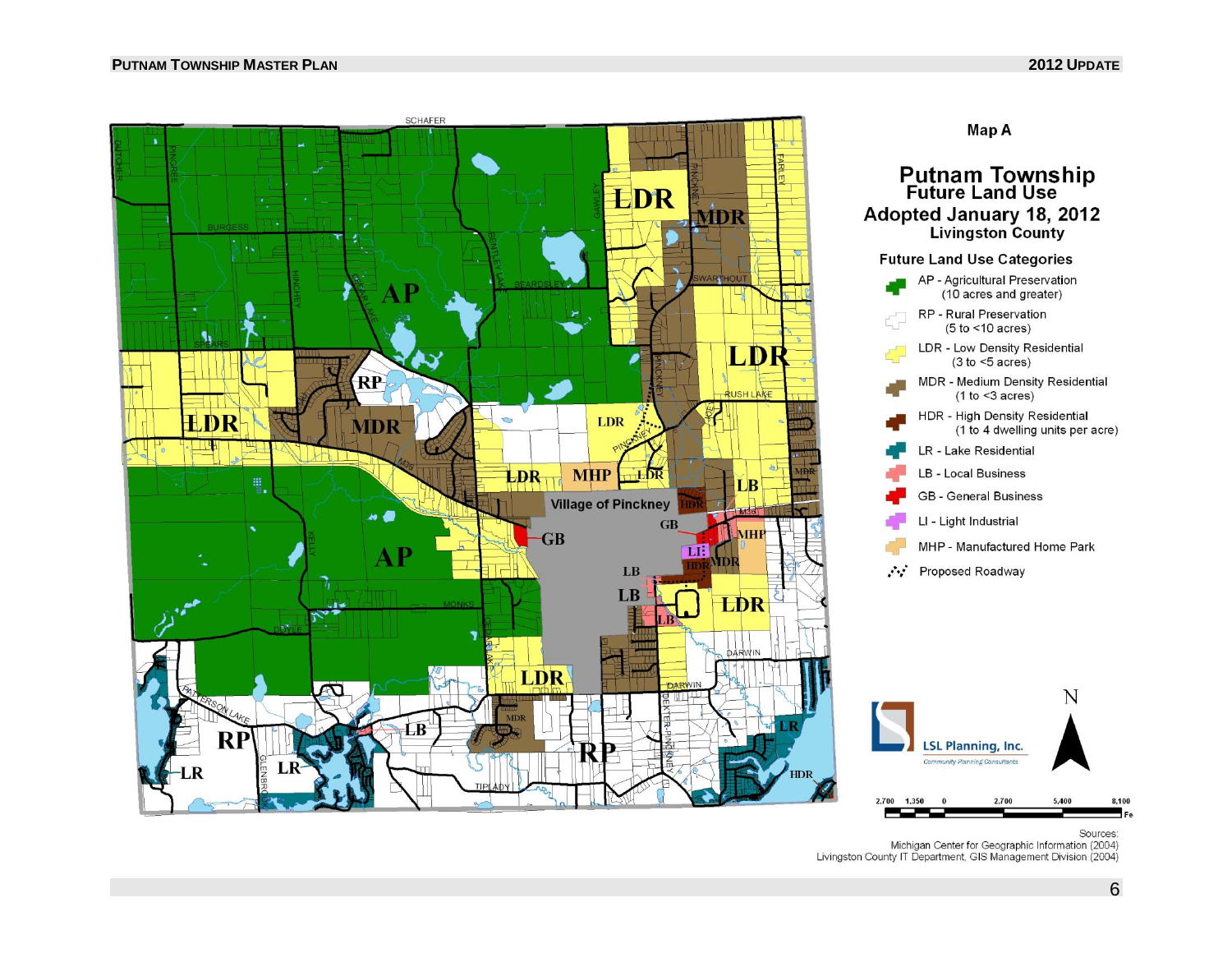Map A

# Putnam Township
## Future Land Use
## Adopted January 18, 2012
### Livingston County

**Future Land Use Categories**

- AP - Agricultural Preservation (10 acres and greater)
- RP - Rural Preservation (5 to <10 acres)
- LDR - Low Density Residential (3 to <5 acres)
- MDR - Medium Density Residential (1 to <3 acres)
- HDR - High Density Residential (1 to 4 dwelling units per acre)
- LR - Lake Residential
- LB - Local Business
- GB - General Business
- LI - Light Industrial
- MHP - Manufactured Home Park
- Proposed Roadway

LSL Planning, Inc.
Community Planning Consultants

N

2,700 1,350 0 2,700 5,400 8,100
Fe

Sources:
Michigan Center for Geographic Information (2004)
Livingston County IT Department, GIS Management Division (2004)